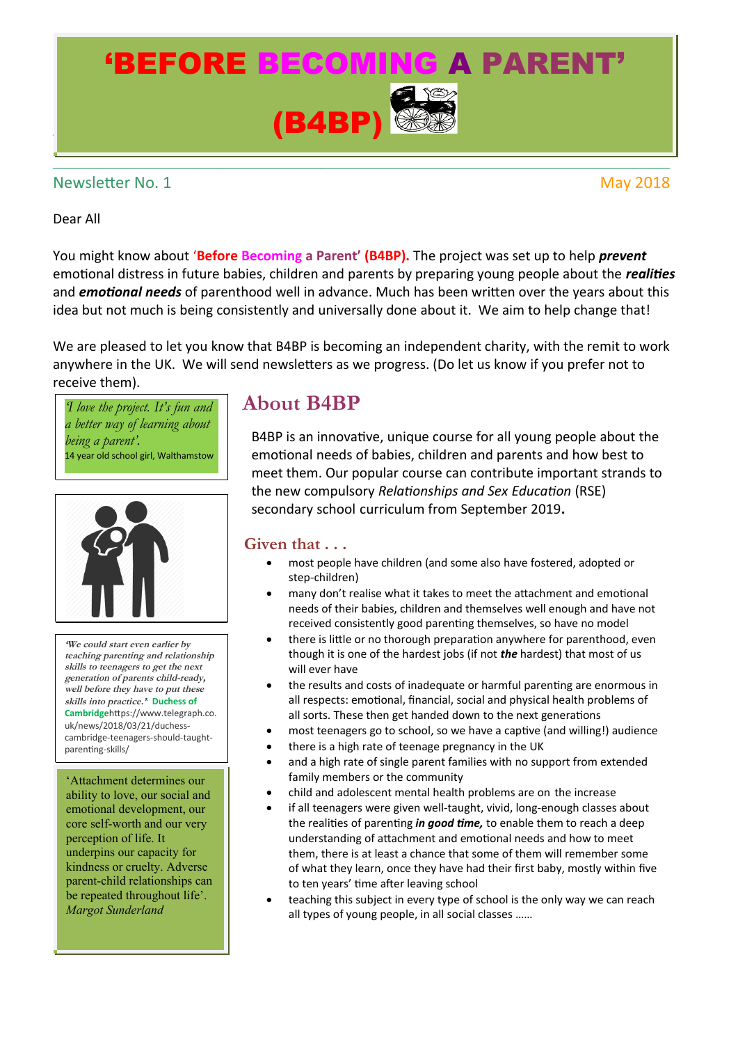# 'BEFORE BECOMING A PARENT'

# (B4BP)

Newsletter No. 1 May 2018

Dear All

You might know about '**Before Becoming a Parent' (B4BP).** The project was set up to help ***prevent*** emotional distress in future babies, children and parents by preparing young people about the ***realities*** and ***emotional needs*** of parenthood well in advance. Much has been written over the years about this idea but not much is being consistently and universally done about it. We aim to help change that!

We are pleased to let you know that B4BP is becoming an independent charity, with the remit to work anywhere in the UK. We will send newsletters as we progress. (Do let us know if you prefer not to receive them).

*'I love the project. It's fun and a better way of learning about being a parent'.*
14 year old school girl, Walthamstow

***'We could start even earlier by teaching parenting and relationship skills to teenagers to get the next generation of parents child-ready, well before they have to put these skills into practice.'*** **Duchess of Cambridge** https://www.telegraph.co.uk/news/2018/03/21/duchess-cambridge-teenagers-should-taught-parenting-skills/

'Attachment determines our ability to love, our social and emotional development, our core self-worth and our very perception of life. It underpins our capacity for kindness or cruelty. Adverse parent-child relationships can be repeated throughout life'.
*Margot Sunderland*

## About B4BP

B4BP is an innovative, unique course for all young people about the emotional needs of babies, children and parents and how best to meet them. Our popular course can contribute important strands to the new compulsory *Relationships and Sex Education* (RSE) secondary school curriculum from September 2019**.**

### Given that . . .

- most people have children (and some also have fostered, adopted or step-children)
- many don't realise what it takes to meet the attachment and emotional needs of their babies, children and themselves well enough and have not received consistently good parenting themselves, so have no model
- there is little or no thorough preparation anywhere for parenthood, even though it is one of the hardest jobs (if not ***the*** hardest) that most of us will ever have
- the results and costs of inadequate or harmful parenting are enormous in all respects: emotional, financial, social and physical health problems of all sorts. These then get handed down to the next generations
- most teenagers go to school, so we have a captive (and willing!) audience
- there is a high rate of teenage pregnancy in the UK
- and a high rate of single parent families with no support from extended family members or the community
- child and adolescent mental health problems are on the increase
- if all teenagers were given well-taught, vivid, long-enough classes about the realities of parenting ***in good time,*** to enable them to reach a deep understanding of attachment and emotional needs and how to meet them, there is at least a chance that some of them will remember some of what they learn, once they have had their first baby, mostly within five to ten years' time after leaving school
- teaching this subject in every type of school is the only way we can reach all types of young people, in all social classes ……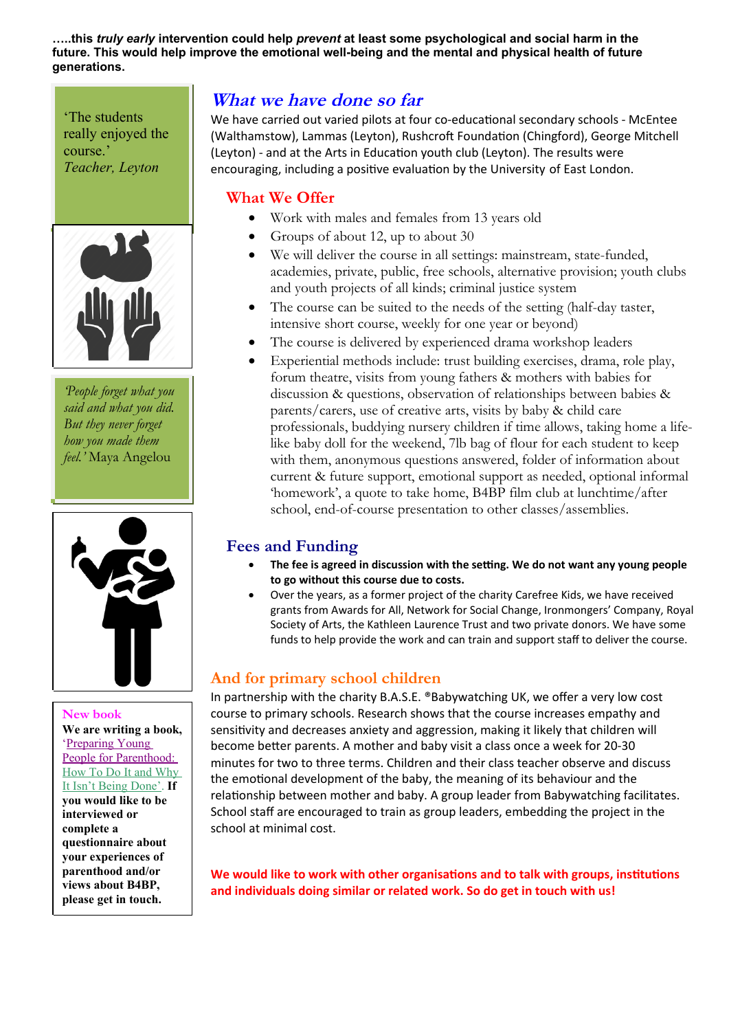**…..this *truly early* intervention could help *prevent* at least some psychological and social harm in the future. This would help improve the emotional well-being and the mental and physical health of future generations.**

'The students really enjoyed the course.'
*Teacher, Leyton*

*'People forget what you said and what you did. But they never forget how you made them feel.'* Maya Angelou

**New book**

**We are writing a book,** 'Preparing Young People for Parenthood: How To Do It and Why It Isn't Being Done'. **If you would like to be interviewed or complete a questionnaire about your experiences of parenthood and/or views about B4BP, please get in touch.**

## *What we have done so far*

We have carried out varied pilots at four co-educational secondary schools - McEntee (Walthamstow), Lammas (Leyton), Rushcroft Foundation (Chingford), George Mitchell (Leyton) - and at the Arts in Education youth club (Leyton). The results were encouraging, including a positive evaluation by the University of East London.

### What We Offer

- Work with males and females from 13 years old
- Groups of about 12, up to about 30
- We will deliver the course in all settings: mainstream, state-funded, academies, private, public, free schools, alternative provision; youth clubs and youth projects of all kinds; criminal justice system
- The course can be suited to the needs of the setting (half-day taster, intensive short course, weekly for one year or beyond)
- The course is delivered by experienced drama workshop leaders
- Experiential methods include: trust building exercises, drama, role play, forum theatre, visits from young fathers & mothers with babies for discussion & questions, observation of relationships between babies & parents/carers, use of creative arts, visits by baby & child care professionals, buddying nursery children if time allows, taking home a life-like baby doll for the weekend, 7lb bag of flour for each student to keep with them, anonymous questions answered, folder of information about current & future support, emotional support as needed, optional informal 'homework', a quote to take home, B4BP film club at lunchtime/after school, end-of-course presentation to other classes/assemblies.

### Fees and Funding

- **The fee is agreed in discussion with the setting. We do not want any young people to go without this course due to costs.**
- Over the years, as a former project of the charity Carefree Kids, we have received grants from Awards for All, Network for Social Change, Ironmongers' Company, Royal Society of Arts, the Kathleen Laurence Trust and two private donors. We have some funds to help provide the work and can train and support staff to deliver the course.

### And for primary school children

In partnership with the charity B.A.S.E. ®Babywatching UK, we offer a very low cost course to primary schools. Research shows that the course increases empathy and sensitivity and decreases anxiety and aggression, making it likely that children will become better parents. A mother and baby visit a class once a week for 20-30 minutes for two to three terms. Children and their class teacher observe and discuss the emotional development of the baby, the meaning of its behaviour and the relationship between mother and baby. A group leader from Babywatching facilitates. School staff are encouraged to train as group leaders, embedding the project in the school at minimal cost.

**We would like to work with other organisations and to talk with groups, institutions and individuals doing similar or related work. So do get in touch with us!**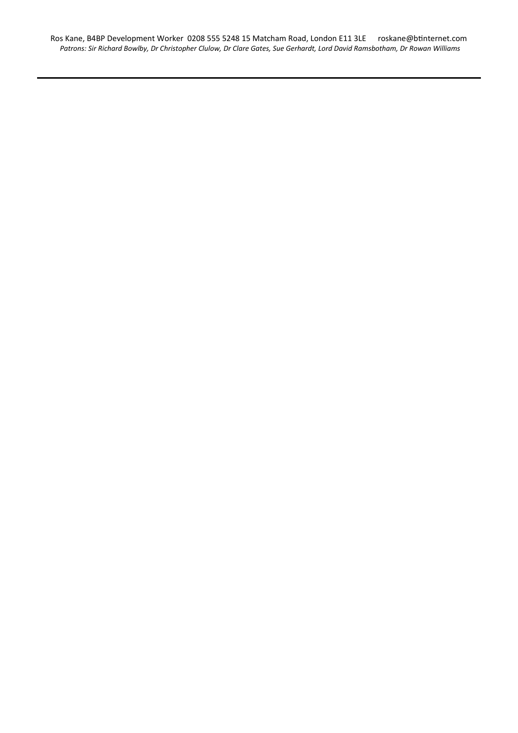Ros Kane, B4BP Development Worker 0208 555 5248 15 Matcham Road, London E11 3LE roskane@btinternet.com

*Patrons: Sir Richard Bowlby, Dr Christopher Clulow, Dr Clare Gates, Sue Gerhardt, Lord David Ramsbotham, Dr Rowan Williams*

---